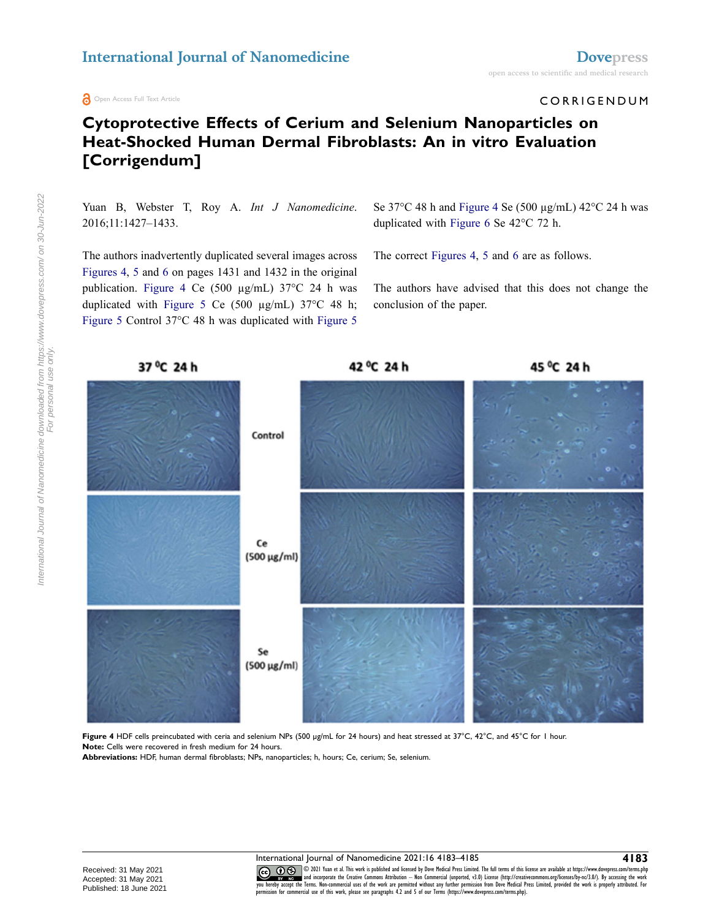CORRIGENDUM

# Cytoprotective Effects of Cerium and Selenium Nanoparticles on Heat-Shocked Human Dermal Fibroblasts: An in vitro Evaluation [Corrigendum]

Yuan B, Webster T, Roy A. *Int J Nanomedicine*. 2016;11:1427–1433.

The authors inadvertently duplicated several images across Figures 4, 5 and 6 on pages 1431 and 1432 in the original publication. Figure 4 Ce (500 µg/mL) 37°C 24 h was duplicated with Figure 5 Ce (500 µg/mL) 37°C 48 h; Figure 5 Control 37°C 48 h was duplicated with Figure 5 Se 37°C 48 h and Figure 4 Se (500 µg/mL) 42°C 24 h was duplicated with Figure 6 Se 42°C 72 h.

The correct Figures 4, 5 and 6 are as follows.

The authors have advised that this does not change the conclusion of the paper.

**Figure 4** HDF cells preincubated with ceria and selenium NPs (500 µg/mL for 24 hours) and heat stressed at 37°C, 42°C, and 45°C for 1 hour.
**Note:** Cells were recovered in fresh medium for 24 hours.
**Abbreviations:** HDF, human dermal fibroblasts; NPs, nanoparticles; h, hours; Ce, cerium; Se, selenium.

Received: 31 May 2021
Accepted: 31 May 2021
Published: 18 June 2021

© 2021 Yuan et al. This work is published and licensed by Dove Medical Press Limited. The full terms of this license are available at https://www.dovepress.com/terms.php and incorporate the Creative Commons Attribution – Non Commercial (unported, v3.0) License (http://creativecommons.org/licenses/by-nc/3.0/). By accessing the work you hereby accept the Terms. Non-commercial uses of the work are permitted without any further permission from Dove Medical Press Limited, provided the work is properly attributed. For permission for commercial use of this work, please see paragraphs 4.2 and 5 of our Terms (https://www.dovepress.com/terms.php).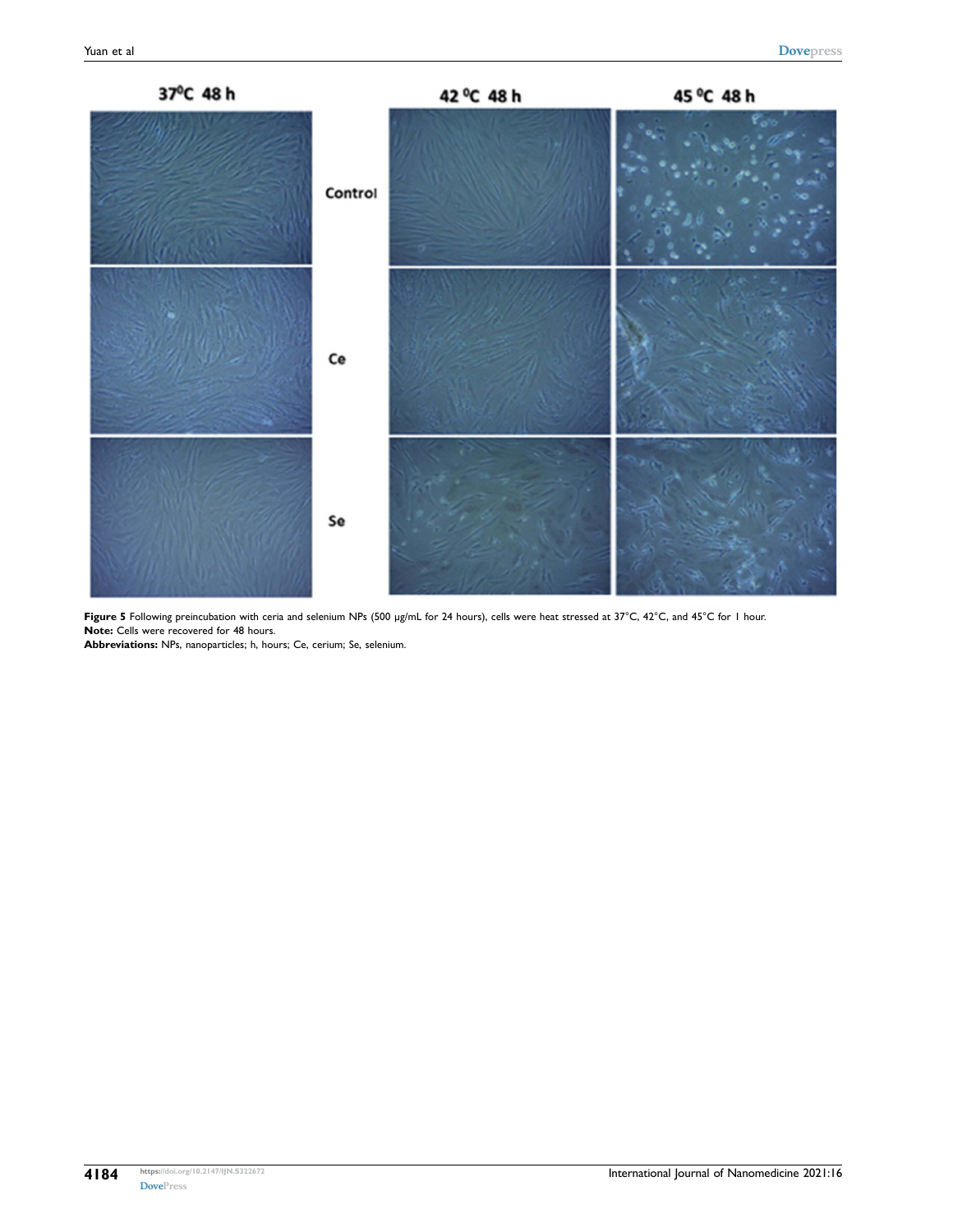**Figure 5** Following preincubation with ceria and selenium NPs (500 μg/mL for 24 hours), cells were heat stressed at 37°C, 42°C, and 45°C for 1 hour.
**Note:** Cells were recovered for 48 hours.
**Abbreviations:** NPs, nanoparticles; h, hours; Ce, cerium; Se, selenium.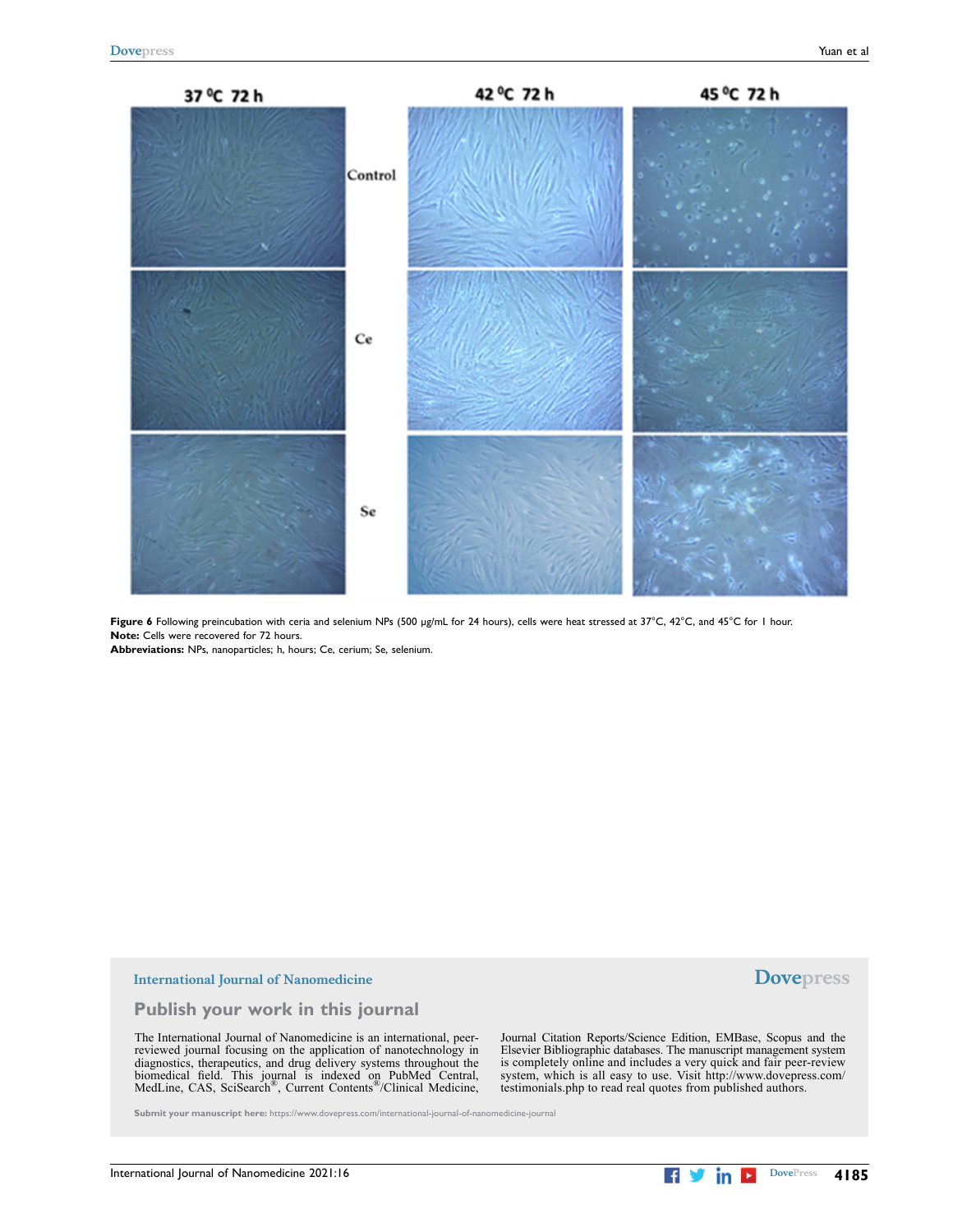37 °C 72 h

42 °C 72 h

45 °C 72 h

Control

Ce

Se

**Figure 6** Following preincubation with ceria and selenium NPs (500 μg/mL for 24 hours), cells were heat stressed at 37°C, 42°C, and 45°C for 1 hour.
**Note:** Cells were recovered for 72 hours.
**Abbreviations:** NPs, nanoparticles; h, hours; Ce, cerium; Se, selenium.

**International Journal of Nanomedicine**

**Dovepress**

## Publish your work in this journal

The International Journal of Nanomedicine is an international, peer-reviewed journal focusing on the application of nanotechnology in diagnostics, therapeutics, and drug delivery systems throughout the biomedical field. This journal is indexed on PubMed Central, MedLine, CAS, SciSearch®, Current Contents®/Clinical Medicine, Journal Citation Reports/Science Edition, EMBase, Scopus and the Elsevier Bibliographic databases. The manuscript management system is completely online and includes a very quick and fair peer-review system, which is all easy to use. Visit http://www.dovepress.com/testimonials.php to read real quotes from published authors.

**Submit your manuscript here:** https://www.dovepress.com/international-journal-of-nanomedicine-journal